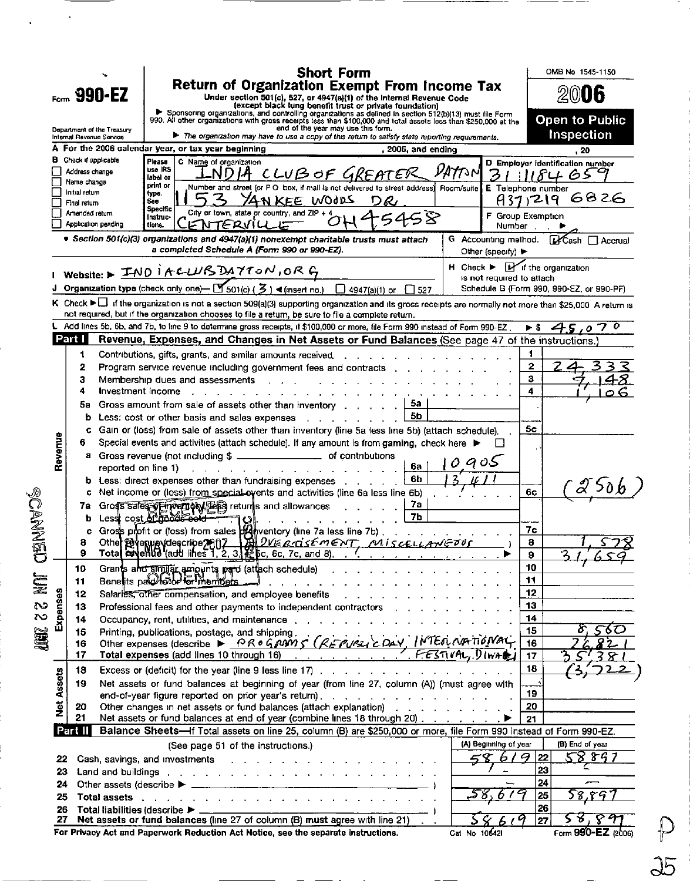Form **990-EZ**

Department of the Treasury
Internal Revenue Service

# Short Form
# Return of Organization Exempt From Income Tax

Under section 501(c), 527, or 4947(a)(1) of the Internal Revenue Code
(except black lung benefit trust or private foundation)

▶ Sponsoring organizations, and controlling organizations as defined in section 512(b)(13) must file Form 990. All other organizations with gross receipts less than $100,000 and total assets less than $250,000 at the end of the year may use this form.

▶ The organization may have to use a copy of this return to satisfy state reporting requirements.

OMB No 1545-1150

**2006**

**Open to Public Inspection**

**A** For the 2006 calendar year, or tax year beginning , 2006, and ending , 20

**B** Check if applicable
- ☐ Address change
- ☐ Name change
- ☐ Initial return
- ☐ Final return
- ☐ Amended return
- ☐ Application pending

Please use IRS label or print or type. See Specific Instructions.

**C** Name of organization: INDIA CLUB OF GREATER DAYTON

Number and street (or P O box, if mail is not delivered to street address) Room/suite: 1153 YANKEE WOODS DR.

City or town, state or country, and ZIP + 4: CENTERVILLE OH 45458

**D** Employer identification number: 31 1184659

**E** Telephone number: (937) 219 6826

**F** Group Exemption Number ▶

• **Section 501(c)(3) organizations and 4947(a)(1) nonexempt charitable trusts must attach a completed Schedule A (Form 990 or 990-EZ).**

**G** Accounting method: ☑ Cash ☐ Accrual
Other (specify) ▶

**H** Check ▶ ☑ if the organization is not required to attach Schedule B (Form 990, 990-EZ, or 990-PF)

**I** Website: ▶ INDIACLUBDAYTON.ORG

**J** Organization type (check only one)— ☑ 501(c) ( 3 ) ◀(insert no.) ☐ 4947(a)(1) or ☐ 527

**K** Check ▶ ☐ if the organization is not a section 509(a)(3) supporting organization and its gross receipts are normally not more than $25,000. A return is not required, but if the organization chooses to file a return, be sure to file a complete return.

**L** Add lines 5b, 6b, and 7b, to line 9 to determine gross receipts, if $100,000 or more, file Form 990 instead of Form 990-EZ . ▶ $ 45,070

## Part I — Revenue, Expenses, and Changes in Net Assets or Fund Balances (See page 47 of the instructions.)

| | Line | Description | | | Line | Amount |
|---|---|---|---|---|---|---|
| **Revenue** | 1 | Contributions, gifts, grants, and similar amounts received | | | 1 | |
| | 2 | Program service revenue including government fees and contracts | | | 2 | 24,333 |
| | 3 | Membership dues and assessments | | | 3 | 7,148 |
| | 4 | Investment income | | | 4 | 1,106 |
| | 5a | Gross amount from sale of assets other than inventory | 5a | | | |
| | b | Less: cost or other basis and sales expenses | 5b | | | |
| | c | Gain or (loss) from sale of assets other than inventory (line 5a less line 5b) (attach schedule) | | | 5c | |
| | 6 | Special events and activities (attach schedule). If any amount is from gaming, check here ▶ ☐ | | | | |
| | a | Gross revenue (not including $ ____ of contributions reported on line 1) | 6a | 10,905 | | |
| | b | Less: direct expenses other than fundraising expenses | 6b | 13,411 | | |
| | c | Net income or (loss) from special events and activities (line 6a less line 6b) | | | 6c | (2,506) |
| | 7a | Gross sales of inventory, less returns and allowances | 7a | | | |
| | b | Less: cost of goods sold | 7b | | | |
| | c | Gross profit or (loss) from sales of inventory (line 7a less line 7b) | | | 7c | |
| | 8 | Other revenue (describe ▶ ADVERTISEMENT, MISCELLANEOUS ) | | | 8 | 1,578 |
| | 9 | Total revenue (add lines 1, 2, 3, 4, 5c, 6c, 7c, and 8) ▶ | | | 9 | 31,659 |
| **Expenses** | 10 | Grants and similar amounts paid (attach schedule) | | | 10 | |
| | 11 | Benefits paid to or for members | | | 11 | |
| | 12 | Salaries, other compensation, and employee benefits | | | 12 | |
| | 13 | Professional fees and other payments to independent contractors | | | 13 | |
| | 14 | Occupancy, rent, utilities, and maintenance | | | 14 | |
| | 15 | Printing, publications, postage, and shipping | | | 15 | 8,560 |
| | 16 | Other expenses (describe ▶ PROGRAMS (REPUBLIC DAY, INTERNATIONAL FESTIVAL, DIWALI) | | | 16 | 26,821 |
| | 17 | Total expenses (add lines 10 through 16) ▶ | | | 17 | 35,381 |
| **Net Assets** | 18 | Excess or (deficit) for the year (line 9 less line 17) | | | 18 | (3,722) |
| | 19 | Net assets or fund balances at beginning of year (from line 27, column (A)) (must agree with end-of-year figure reported on prior year's return) | | | 19 | |
| | 20 | Other changes in net assets or fund balances (attach explanation) | | | 20 | |
| | 21 | Net assets or fund balances at end of year (combine lines 18 through 20) ▶ | | | 21 | |

## Part II — Balance Sheets—If Total assets on line 25, column (B) are $250,000 or more, file Form 990 instead of Form 990-EZ.

| Line | (See page 51 of the instructions.) | (A) Beginning of year | | (B) End of year |
|---|---|---|---|---|
| 22 | Cash, savings, and investments | 58,619 | 22 | 58,897 |
| 23 | Land and buildings | — | 23 | — |
| 24 | Other assets (describe ▶ ) | — | 24 | — |
| 25 | Total assets | 58,619 | 25 | 58,897 |
| 26 | Total liabilities (describe ▶ ) | | 26 | |
| 27 | Net assets or fund balances (line 27 of column (B) must agree with line 21) | 58,619 | 27 | 58,897 |

For Privacy Act and Paperwork Reduction Act Notice, see the separate instructions. Cat No 10642I Form **990-EZ** (2006)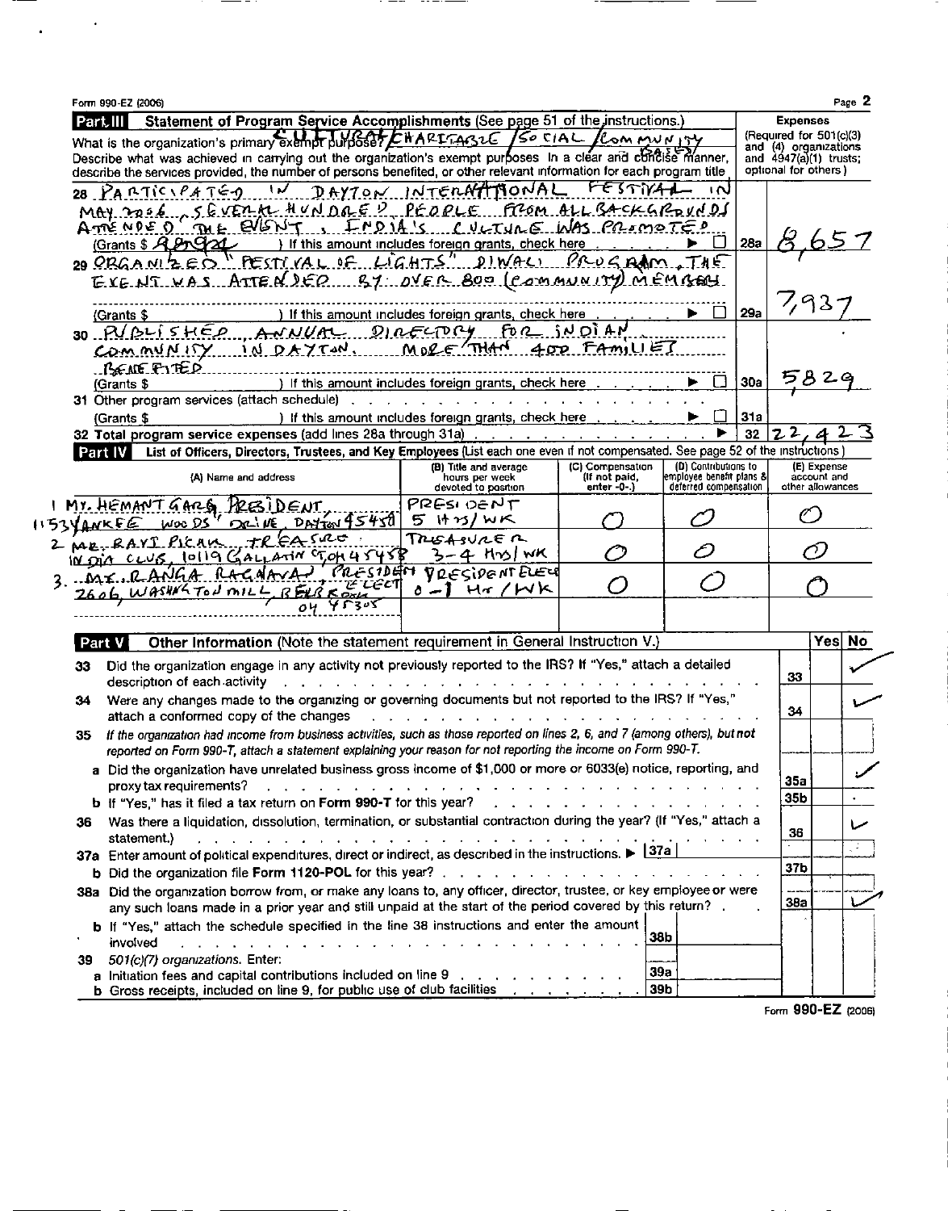Form 990-EZ (2006) Page 2

## Part III Statement of Program Service Accomplishments (See page 51 of the instructions.)

What is the organization's primary exempt purpose? CULTURAL/CHARITABLE/SOCIAL/COMMUNITY BASED

Describe what was achieved in carrying out the organization's exempt purposes. In a clear and concise manner, describe the services provided, the number of persons benefited, or other relevant information for each program title.

**Expenses** (Required for 501(c)(3) and (4) organizations and 4947(a)(1) trusts; optional for others.)

| | | Line | Expenses |
|---|---|---|---|
| 28 | PARTICIPATED IN DAYTON INTERNATIONAL FESTIVAL IN MAY 2006, SEVERAL HUNDRED PEOPLE FROM ALL BACKGROUNDS ATTENDED THE EVENT, INDIA'S CULTURE WAS PROMOTED (Grants $ 8,657 ) If this amount includes foreign grants, check here ▶ ☐ | 28a | 8,657 |
| 29 | ORGANIZED "FESTIVAL OF LIGHTS" DIWALI PROGRAM. THE EVENT WAS ATTENDED BY OVER 800 (COMMUNITY) MEMBERS (Grants $ ) If this amount includes foreign grants, check here ▶ ☐ | 29a | 7,937 |
| 30 | PUBLISHED ANNUAL DIRECTORY FOR INDIAN COMMUNITY IN DAYTON. MORE THAN 400 FAMILIES BENEFITED (Grants $ ) If this amount includes foreign grants, check here ▶ ☐ | 30a | 5829 |
| 31 | Other program services (attach schedule) (Grants $ ) If this amount includes foreign grants, check here ▶ ☐ | 31a | |
| 32 | **Total program service expenses** (add lines 28a through 31a) ▶ | 32 | 22,423 |

## Part IV List of Officers, Directors, Trustees, and Key Employees (List each one even if not compensated. See page 52 of the instructions.)

| (A) Name and address | (B) Title and average hours per week devoted to position | (C) Compensation (If not paid, enter -0-.) | (D) Contributions to employee benefit plans & deferred compensation | (E) Expense account and other allowances |
|---|---|---|---|---|
| 1 MR. HEMANT GARG, PRESIDENT, 1153 YANKEE WOODS DRIVE, DAYTON 45458 | PRESIDENT 5 HRS/WK | 0 | 0 | 0 |
| 2 MR. RAVI PICAM, TREASURER, INDIA CLUB, 10119 GALLATIN CT, OH 45458 | TREASURER 3-4 HRS/WK | 0 | 0 | 0 |
| 3. MR. RANGA RAGHAVAN, PRESIDENT ELECT, 2606, WASHINGTON MILL, BELLBROOK OH 45305 | PRESIDENT ELECT 0-1 HR/WK | 0 | 0 | 0 |

## Part V Other Information (Note the statement requirement in General Instruction V.)

| | | | Yes | No |
|---|---|---|---|---|
| 33 | Did the organization engage in any activity not previously reported to the IRS? If "Yes," attach a detailed description of each activity | 33 | | ✓ |
| 34 | Were any changes made to the organizing or governing documents but not reported to the IRS? If "Yes," attach a conformed copy of the changes | 34 | | ✓ |
| 35 | *If the organization had income from business activities, such as those reported on lines 2, 6, and 7 (among others), but not reported on Form 990-T, attach a statement explaining your reason for not reporting the income on Form 990-T.* | | | |
| a | Did the organization have unrelated business gross income of $1,000 or more or 6033(e) notice, reporting, and proxy tax requirements? | 35a | | ✓ |
| b | If "Yes," has it filed a tax return on **Form 990-T** for this year? | 35b | | |
| 36 | Was there a liquidation, dissolution, termination, or substantial contraction during the year? (If "Yes," attach a statement.) | 36 | | ✓ |
| 37a | Enter amount of political expenditures, direct or indirect, as described in the instructions. ▶ 37a | | | |
| b | Did the organization file **Form 1120-POL** for this year? | 37b | | |
| 38a | Did the organization borrow from, or make any loans to, any officer, director, trustee, or key employee or were any such loans made in a prior year and still unpaid at the start of the period covered by this return? | 38a | | ✓ |
| b | If "Yes," attach the schedule specified in the line 38 instructions and enter the amount involved — 38b | | | |
| 39 | *501(c)(7) organizations.* Enter: | | | |
| a | Initiation fees and capital contributions included on line 9 — 39a | | | |
| b | Gross receipts, included on line 9, for public use of club facilities — 39b | | | |

Form **990-EZ** (2006)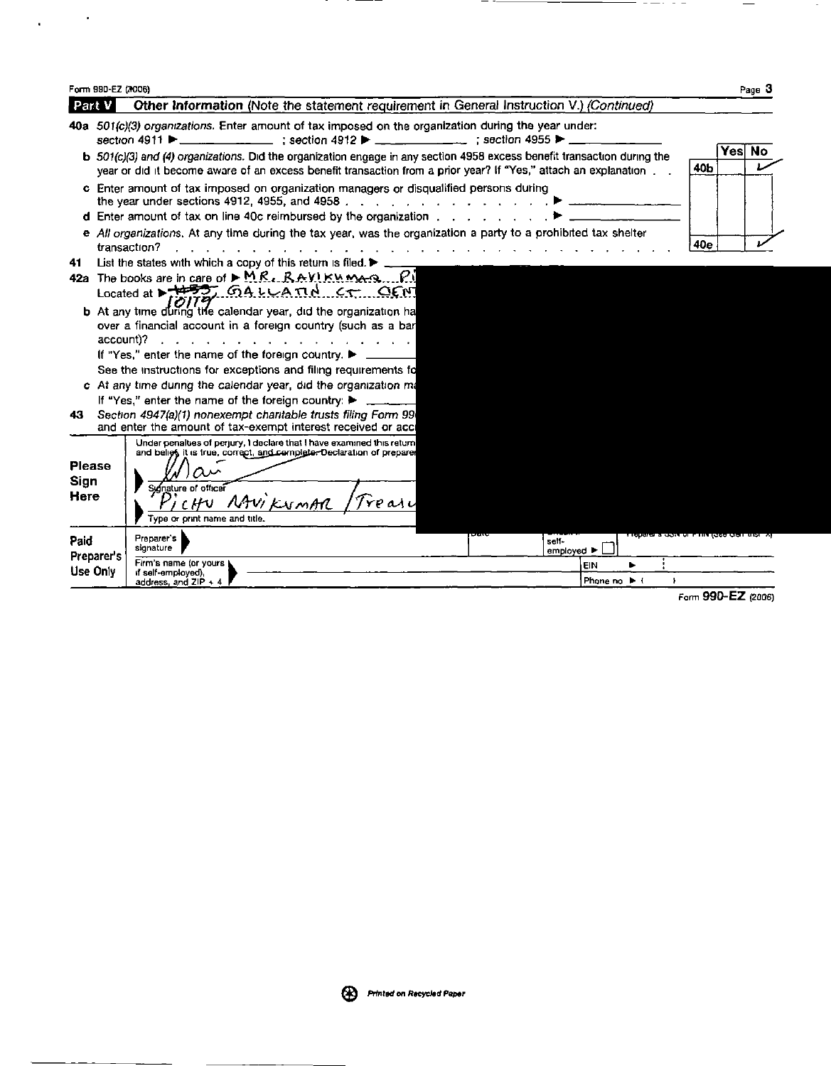Form 990-EZ (2006)

**Part V** **Other Information** (Note the statement requirement in General Instruction V.) *(Continued)*

**40a** *501(c)(3) organizations.* Enter amount of tax imposed on the organization during the year under: section 4911 ▶ ____________ ; section 4912 ▶ ____________ ; section 4955 ▶ ____________

| | | Yes | No |
|---|---|---|---|
| **b** *501(c)(3) and (4) organizations.* Did the organization engage in any section 4958 excess benefit transaction during the year or did it become aware of an excess benefit transaction from a prior year? If "Yes," attach an explanation . . | **40b** | | ✓ |

**c** Enter amount of tax imposed on organization managers or disqualified persons during the year under sections 4912, 4955, and 4958 . . . . . . . . . . . . . . . ▶ ____________

**d** Enter amount of tax on line 40c reimbursed by the organization . . . . . . . . . ▶ ____________

| | | Yes | No |
|---|---|---|---|
| **e** *All organizations.* At any time during the tax year, was the organization a party to a prohibited tax shelter transaction? . . . . . . . . . . . . . . . . . . . . . . . . . . . . . | **40e** | | ✓ |

**41** List the states with which a copy of this return is filed. ▶ ____________

**42a** The books are in care of ▶ MR. RAVIKUMAR P

Located at ▶ ~~1453~~, GALLATIN CT. CEN

10179

**b** At any time during the calendar year, did the organization ha over a financial account in a foreign country (such as a bar account)? . . . . . . . . . . . . . . . .

If "Yes," enter the name of the foreign country. ▶ ____________

See the instructions for exceptions and filing requirements fo

**c** At any time during the calendar year, did the organization m If "Yes," enter the name of the foreign country: ▶ ____________

**43** *Section 4947(a)(1) nonexempt charitable trusts filing Form 99* and enter the amount of tax-exempt interest received or acc

**Please Sign Here**

Under penalties of perjury, I declare that I have examined this return and belief, it is true, correct, and complete. Declaration of prepare

[Signature]

Signature of officer

PICHU RAVIKUMAR / Treasu

Type or print name and title.

**Paid Preparer's Use Only**

| Preparer's signature | Date | Check if self-employed ▶ ☐ | Preparer's SSN or PTIN (see Gen Inst X) |
|---|---|---|---|
| Firm's name (or yours if self-employed), address, and ZIP + 4 | | EIN ▶ | |
| | | Phone no ▶ ( ) | |

Form **990-EZ** (2006)

Printed on Recycled Paper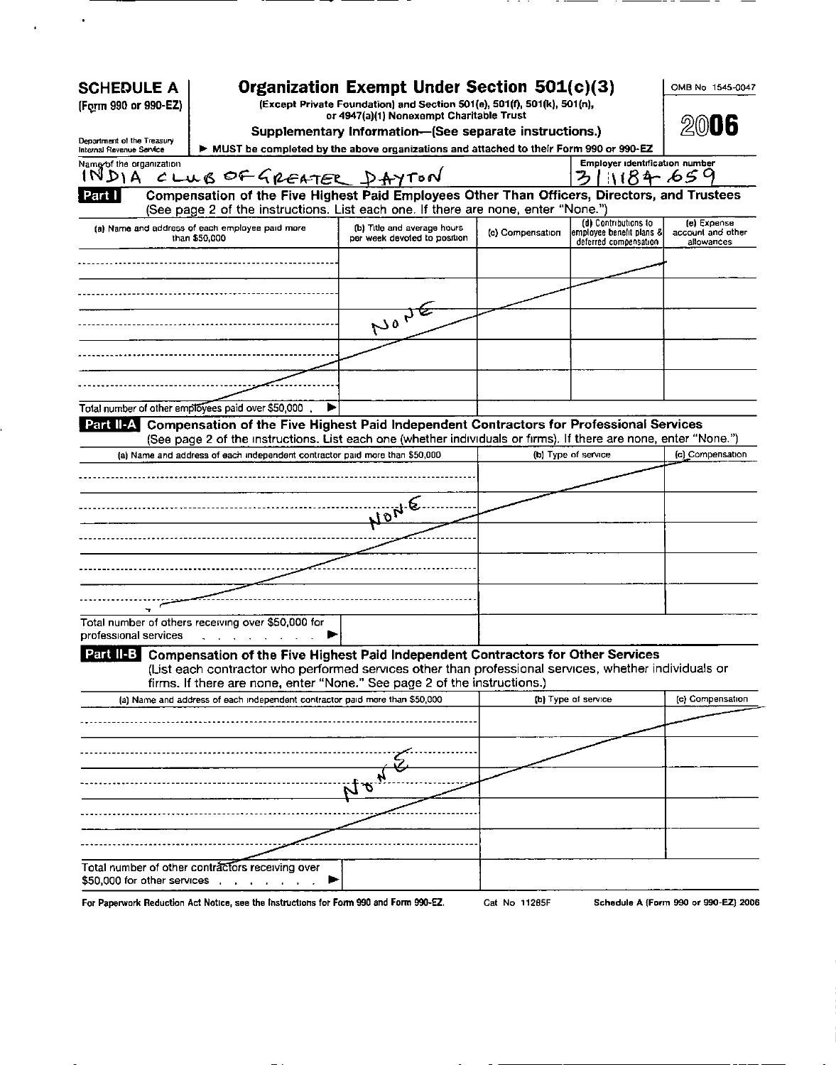**SCHEDULE A**
**(Form 990 or 990-EZ)**

Department of the Treasury
Internal Revenue Service

# Organization Exempt Under Section 501(c)(3)

**(Except Private Foundation) and Section 501(e), 501(f), 501(k), 501(n), or 4947(a)(1) Nonexempt Charitable Trust**

**Supplementary Information—(See separate instructions.)**

▶ **MUST be completed by the above organizations and attached to their Form 990 or 990-EZ**

OMB No 1545-0047

**2006**

Name of the organization: INDIA CLUB OF GREATER DAYTON

Employer identification number: 31-1184659

## Part I Compensation of the Five Highest Paid Employees Other Than Officers, Directors, and Trustees

(See page 2 of the instructions. List each one. If there are none, enter "None.")

| (a) Name and address of each employee paid more than $50,000 | (b) Title and average hours per week devoted to position | (c) Compensation | (d) Contributions to employee benefit plans & deferred compensation | (e) Expense account and other allowances |
|---|---|---|---|---|
| | NONE | | | |
| | | | | |
| | | | | |
| | | | | |
| | | | | |
| Total number of other employees paid over $50,000 ▶ | | | | |

## Part II-A Compensation of the Five Highest Paid Independent Contractors for Professional Services

(See page 2 of the instructions. List each one (whether individuals or firms). If there are none, enter "None.")

| (a) Name and address of each independent contractor paid more than $50,000 | (b) Type of service | (c) Compensation |
|---|---|---|
| NONE | | |
| | | |
| | | |
| | | |
| | | |
| Total number of others receiving over $50,000 for professional services ▶ | | |

## Part II-B Compensation of the Five Highest Paid Independent Contractors for Other Services

(List each contractor who performed services other than professional services, whether individuals or firms. If there are none, enter "None." See page 2 of the instructions.)

| (a) Name and address of each independent contractor paid more than $50,000 | (b) Type of service | (c) Compensation |
|---|---|---|
| NONE | | |
| | | |
| | | |
| | | |
| | | |
| Total number of other contractors receiving over $50,000 for other services ▶ | | |

For Paperwork Reduction Act Notice, see the Instructions for Form 990 and Form 990-EZ. Cat No 11285F Schedule A (Form 990 or 990-EZ) 2006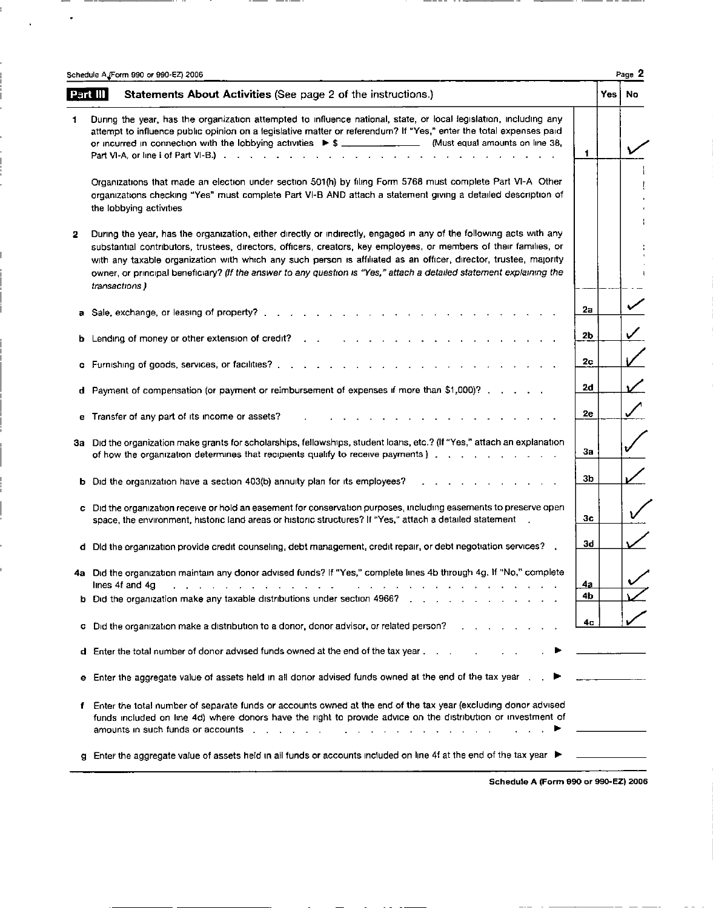## Part III Statements About Activities (See page 2 of the instructions.)

| | | | Yes | No |
|---|---|---|---|---|
| 1 | During the year, has the organization attempted to influence national, state, or local legislation, including any attempt to influence public opinion on a legislative matter or referendum? If "Yes," enter the total expenses paid or incurred in connection with the lobbying activities ▶ $ ______________ (Must equal amounts on line 38, Part VI-A, or line i of Part VI-B.) | 1 | | ✓ |
| | Organizations that made an election under section 501(h) by filing Form 5768 must complete Part VI-A Other organizations checking "Yes" must complete Part VI-B AND attach a statement giving a detailed description of the lobbying activities | | | |
| 2 | During the year, has the organization, either directly or indirectly, engaged in any of the following acts with any substantial contributors, trustees, directors, officers, creators, key employees, or members of their families, or with any taxable organization with which any such person is affiliated as an officer, director, trustee, majority owner, or principal beneficiary? *(If the answer to any question is "Yes," attach a detailed statement explaining the transactions.)* | | | |
| a | Sale, exchange, or leasing of property? | 2a | | ✓ |
| b | Lending of money or other extension of credit? | 2b | | ✓ |
| c | Furnishing of goods, services, or facilities? | 2c | | ✓ |
| d | Payment of compensation (or payment or reimbursement of expenses if more than $1,000)? | 2d | | ✓ |
| e | Transfer of any part of its income or assets? | 2e | | ✓ |
| 3a | Did the organization make grants for scholarships, fellowships, student loans, etc.? (If "Yes," attach an explanation of how the organization determines that recipients qualify to receive payments.) | 3a | | ✓ |
| b | Did the organization have a section 403(b) annuity plan for its employees? | 3b | | ✓ |
| c | Did the organization receive or hold an easement for conservation purposes, including easements to preserve open space, the environment, historic land areas or historic structures? If "Yes," attach a detailed statement | 3c | | ✓ |
| d | Did the organization provide credit counseling, debt management, credit repair, or debt negotiation services? | 3d | | ✓ |
| 4a | Did the organization maintain any donor advised funds? If "Yes," complete lines 4b through 4g. If "No," complete lines 4f and 4g | 4a | | ✓ |
| b | Did the organization make any taxable distributions under section 4966? | 4b | | ✓ |
| c | Did the organization make a distribution to a donor, donor advisor, or related person? | 4c | | ✓ |
| d | Enter the total number of donor advised funds owned at the end of the tax year ▶ | | | |
| e | Enter the aggregate value of assets held in all donor advised funds owned at the end of the tax year ▶ | | | |
| f | Enter the total number of separate funds or accounts owned at the end of the tax year (excluding donor advised funds included on line 4d) where donors have the right to provide advice on the distribution or investment of amounts in such funds or accounts ▶ | | | |
| g | Enter the aggregate value of assets held in all funds or accounts included on line 4f at the end of the tax year ▶ | | | |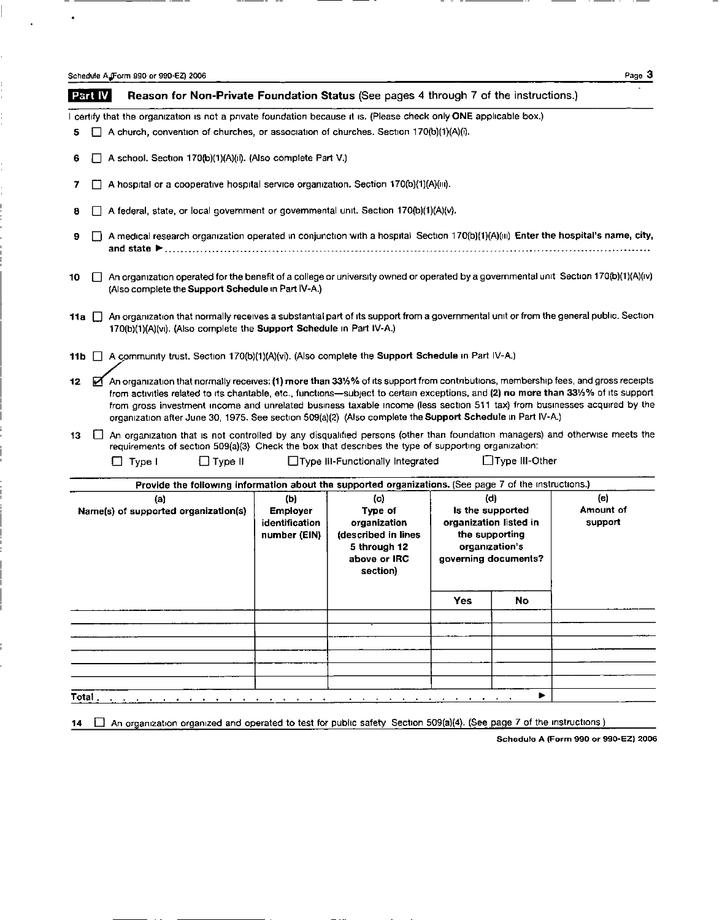## Part IV Reason for Non-Private Foundation Status (See pages 4 through 7 of the instructions.)

I certify that the organization is not a private foundation because it is. (Please check only **ONE** applicable box.)

**5** ☐ A church, convention of churches, or association of churches. Section 170(b)(1)(A)(i).

**6** ☐ A school. Section 170(b)(1)(A)(ii). (Also complete Part V.)

**7** ☐ A hospital or a cooperative hospital service organization. Section 170(b)(1)(A)(iii).

**8** ☐ A federal, state, or local government or governmental unit. Section 170(b)(1)(A)(v).

**9** ☐ A medical research organization operated in conjunction with a hospital Section 170(b)(1)(A)(iii) **Enter the hospital's name, city, and state** ▶ ..........

**10** ☐ An organization operated for the benefit of a college or university owned or operated by a governmental unit Section 170(b)(1)(A)(iv) (Also complete the **Support Schedule** in Part IV-A.)

**11a** ☐ An organization that normally receives a substantial part of its support from a governmental unit or from the general public. Section 170(b)(1)(A)(vi). (Also complete the **Support Schedule** in Part IV-A.)

**11b** ☐ A community trust. Section 170(b)(1)(A)(vi). (Also complete the **Support Schedule** in Part IV-A.)

**12** ☑ An organization that normally receives: **(1) more than 33⅓%** of its support from contributions, membership fees, and gross receipts from activities related to its charitable, etc., functions—subject to certain exceptions, and **(2) no more than 33⅓%** of its support from gross investment income and unrelated business taxable income (less section 511 tax) from businesses acquired by the organization after June 30, 1975. See section 509(a)(2) (Also complete the **Support Schedule** in Part IV-A.)

**13** ☐ An organization that is not controlled by any disqualified persons (other than foundation managers) and otherwise meets the requirements of section 509(a)(3) Check the box that describes the type of supporting organization:

☐ Type I ☐ Type II ☐ Type III-Functionally Integrated ☐ Type III-Other

**Provide the following information about the supported organizations.** (See page 7 of the instructions.)

| (a) Name(s) of supported organization(s) | (b) Employer identification number (EIN) | (c) Type of organization (described in lines 5 through 12 above or IRC section) | (d) Is the supported organization listed in the supporting organization's governing documents? | | (e) Amount of support |
|---|---|---|---|---|---|
| | | | Yes | No | |
| | | | | | |
| | | | | | |
| | | | | | |
| | | | | | |
| | | | | | |
| Total ▶ | | | | | |

**14** ☐ An organization organized and operated to test for public safety Section 509(a)(4). (See page 7 of the instructions)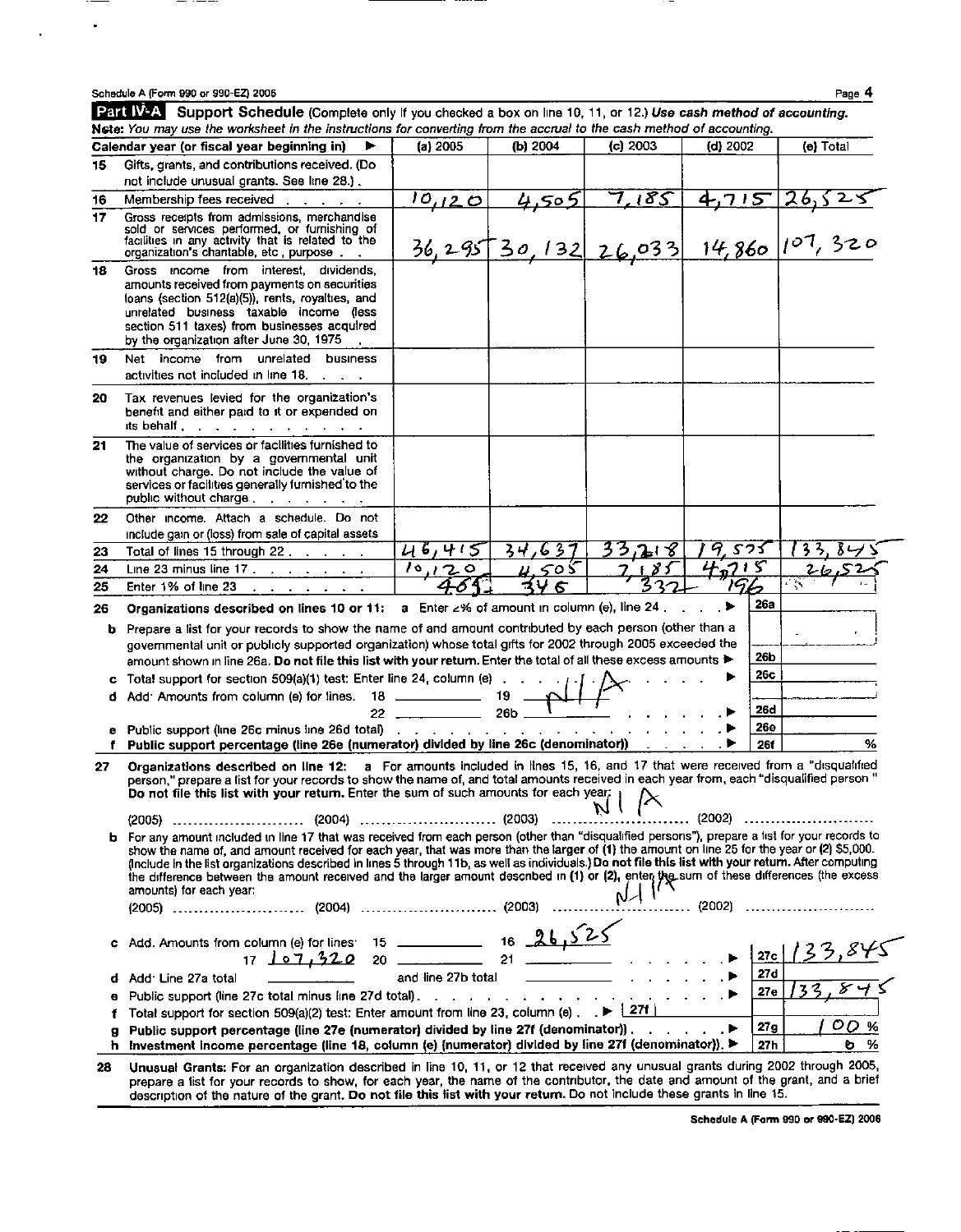Schedule A (Form 990 or 990-EZ) 2006

## Part IV-A Support Schedule (Complete only if you checked a box on line 10, 11, or 12.) *Use cash method of accounting.*

***Note:** You may use the worksheet in the instructions for converting from the accrual to the cash method of accounting.*

| | Calendar year (or fiscal year beginning in) ▶ | (a) 2005 | (b) 2004 | (c) 2003 | (d) 2002 | (e) Total |
|---|---|---|---|---|---|---|
| 15 | Gifts, grants, and contributions received. (Do not include unusual grants. See line 28.) | | | | | |
| 16 | Membership fees received | 10,120 | 4,505 | 7,185 | 4,715 | 26,525 |
| 17 | Gross receipts from admissions, merchandise sold or services performed, or furnishing of facilities in any activity that is related to the organization's charitable, etc., purpose | 36,295 | 30,132 | 26,033 | 14,860 | 107,320 |
| 18 | Gross income from interest, dividends, amounts received from payments on securities loans (section 512(a)(5)), rents, royalties, and unrelated business taxable income (less section 511 taxes) from businesses acquired by the organization after June 30, 1975 | | | | | |
| 19 | Net income from unrelated business activities not included in line 18 | | | | | |
| 20 | Tax revenues levied for the organization's benefit and either paid to it or expended on its behalf | | | | | |
| 21 | The value of services or facilities furnished to the organization by a governmental unit without charge. Do not include the value of services or facilities generally furnished to the public without charge | | | | | |
| 22 | Other income. Attach a schedule. Do not include gain or (loss) from sale of capital assets | | | | | |
| 23 | Total of lines 15 through 22 | 46,415 | 34,637 | 33,218 | 19,575 | 133,845 |
| 24 | Line 23 minus line 17 | 10,120 | 4,505 | 7,185 | 4,715 | 26,525 |
| 25 | Enter 1% of line 23 | 465 | 346 | 332 | 196 | |

**26 Organizations described on lines 10 or 11:** **a** Enter 2% of amount in column (e), line 24 ▶ **26a**

**b** Prepare a list for your records to show the name of and amount contributed by each person (other than a governmental unit or publicly supported organization) whose total gifts for 2002 through 2005 exceeded the amount shown in line 26a. **Do not file this list with your return.** Enter the total of all these excess amounts ▶ **26b**

**c** Total support for section 509(a)(1) test: Enter line 24, column (e) ▶ **26c** N/A

**d** Add: Amounts from column (e) for lines: 18 ______ 19 ______ 22 ______ 26b ______ ▶ **26d**

**e** Public support (line 26c minus line 26d total) ▶ **26e**

**f Public support percentage (line 26e (numerator) divided by line 26c (denominator))** ▶ **26f** %

**27 Organizations described on line 12:** **a** For amounts included in lines 15, 16, and 17 that were received from a "disqualified person," prepare a list for your records to show the name of, and total amounts received in each year from, each "disqualified person." **Do not file this list with your return.** Enter the sum of such amounts for each year: N/A

(2005) ............ (2004) ............ (2003) ............ (2002) ............

**b** For any amount included in line 17 that was received from each person (other than "disqualified persons"), prepare a list for your records to show the name of, and amount received for each year, that was more than the larger of (1) the amount on line 25 for the year or (2) $5,000. (Include in the list organizations described in lines 5 through 11b, as well as individuals.) **Do not file this list with your return.** After computing the difference between the amount received and the larger amount described in (1) or (2), enter the sum of these differences (the excess amounts) for each year: N/A

(2005) ............ (2004) ............ (2003) ............ (2002) ............

**c** Add: Amounts from column (e) for lines: 15 ______ 16 26,525 17 107,320 20 ______ 21 ______ ▶ **27c** 133,845

**d** Add: Line 27a total ______ and line 27b total ______ ▶ **27d**

**e** Public support (line 27c total minus line 27d total) ▶ **27e** 133,845

**f** Total support for section 509(a)(2) test: Enter amount from line 23, column (e) ▶ **27f**

**g Public support percentage (line 27e (numerator) divided by line 27f (denominator))** ▶ **27g** 100 %

**h Investment income percentage (line 18, column (e) (numerator) divided by line 27f (denominator))** ▶ **27h** 0 %

**28 Unusual Grants:** For an organization described in line 10, 11, or 12 that received any unusual grants during 2002 through 2005, prepare a list for your records to show, for each year, the name of the contributor, the date and amount of the grant, and a brief description of the nature of the grant. **Do not file this list with your return.** Do not include these grants in line 15.

Schedule A (Form 990 or 990-EZ) 2006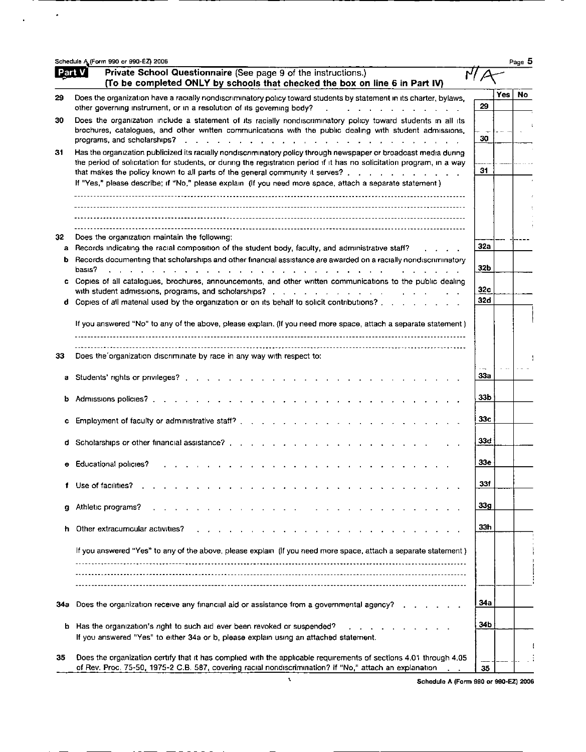Schedule A (Form 990 or 990-EZ) 2006

## Part V — Private School Questionnaire (See page 9 of the instructions.)
**(To be completed ONLY by schools that checked the box on line 6 in Part IV)**

N/A

| | | | Yes | No |
|---|---|---|---|---|
| 29 | Does the organization have a racially nondiscriminatory policy toward students by statement in its charter, bylaws, other governing instrument, or in a resolution of its governing body? | 29 | | |
| 30 | Does the organization include a statement of its racially nondiscriminatory policy toward students in all its brochures, catalogues, and other written communications with the public dealing with student admissions, programs, and scholarships? | 30 | | |
| 31 | Has the organization publicized its racially nondiscriminatory policy through newspaper or broadcast media during the period of solicitation for students, or during the registration period if it has no solicitation program, in a way that makes the policy known to all parts of the general community it serves? If "Yes," please describe; if "No," please explain (If you need more space, attach a separate statement) | 31 | | |
| 32 | Does the organization maintain the following: | | | |
| a | Records indicating the racial composition of the student body, faculty, and administrative staff? | 32a | | |
| b | Records documenting that scholarships and other financial assistance are awarded on a racially nondiscriminatory basis? | 32b | | |
| c | Copies of all catalogues, brochures, announcements, and other written communications to the public dealing with student admissions, programs, and scholarships? | 32c | | |
| d | Copies of all material used by the organization or on its behalf to solicit contributions? If you answered "No" to any of the above, please explain. (If you need more space, attach a separate statement) | 32d | | |
| 33 | Does the organization discriminate by race in any way with respect to: | | | |
| a | Students' rights or privileges? | 33a | | |
| b | Admissions policies? | 33b | | |
| c | Employment of faculty or administrative staff? | 33c | | |
| d | Scholarships or other financial assistance? | 33d | | |
| e | Educational policies? | 33e | | |
| f | Use of facilities? | 33f | | |
| g | Athletic programs? | 33g | | |
| h | Other extracurricular activities? If you answered "Yes" to any of the above, please explain (If you need more space, attach a separate statement) | 33h | | |
| 34a | Does the organization receive any financial aid or assistance from a governmental agency? | 34a | | |
| b | Has the organization's right to such aid ever been revoked or suspended? If you answered "Yes" to either 34a or b, please explain using an attached statement. | 34b | | |
| 35 | Does the organization certify that it has complied with the applicable requirements of sections 4.01 through 4.05 of Rev. Proc. 75-50, 1975-2 C.B. 587, covering racial nondiscrimination? If "No," attach an explanation | 35 | | |

Schedule A (Form 990 or 990-EZ) 2006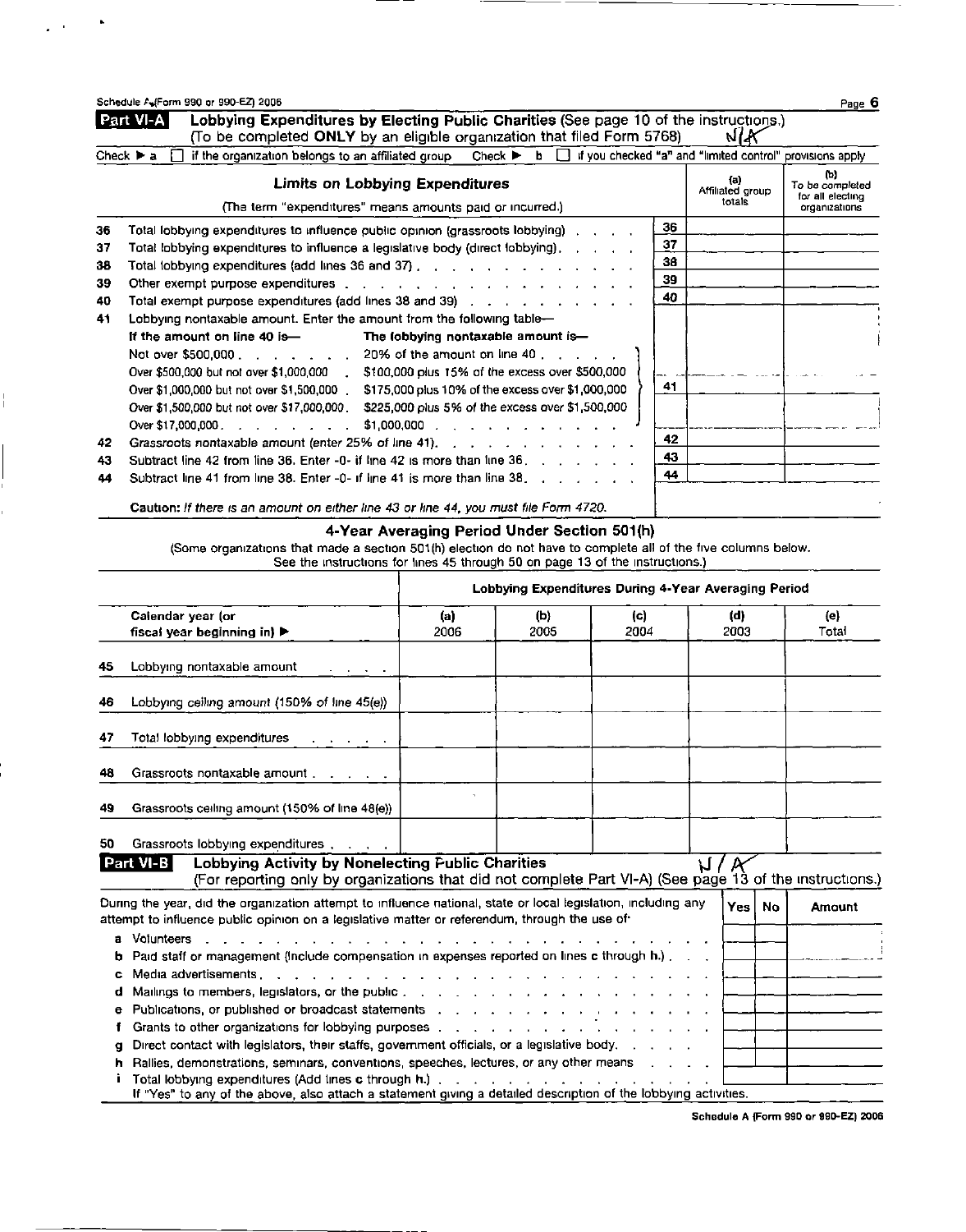Schedule A (Form 990 or 990-EZ) 2006

## Part VI-A Lobbying Expenditures by Electing Public Charities (See page 10 of the instructions.)

(To be completed **ONLY** by an eligible organization that filed Form 5768) N/A

Check ▶ a ☐ if the organization belongs to an affiliated group Check ▶ b ☐ if you checked "a" and "limited control" provisions apply

| | **Limits on Lobbying Expenditures** (The term "expenditures" means amounts paid or incurred.) | | (a) Affiliated group totals | (b) To be completed for all electing organizations |
|---|---|---|---|---|
| 36 | Total lobbying expenditures to influence public opinion (grassroots lobbying) | 36 | | |
| 37 | Total lobbying expenditures to influence a legislative body (direct lobbying) | 37 | | |
| 38 | Total lobbying expenditures (add lines 36 and 37) | 38 | | |
| 39 | Other exempt purpose expenditures | 39 | | |
| 40 | Total exempt purpose expenditures (add lines 38 and 39) | 40 | | |
| 41 | Lobbying nontaxable amount. Enter the amount from the following table— | 41 | | |
| 42 | Grassroots nontaxable amount (enter 25% of line 41) | 42 | | |
| 43 | Subtract line 42 from line 36. Enter -0- if line 42 is more than line 36 | 43 | | |
| 44 | Subtract line 41 from line 38. Enter -0- if line 41 is more than line 38 | 44 | | |

| **If the amount on line 40 is—** | **The lobbying nontaxable amount is—** |
|---|---|
| Not over $500,000 | 20% of the amount on line 40 |
| Over $500,000 but not over $1,000,000 | $100,000 plus 15% of the excess over $500,000 |
| Over $1,000,000 but not over $1,500,000 | $175,000 plus 10% of the excess over $1,000,000 |
| Over $1,500,000 but not over $17,000,000 | $225,000 plus 5% of the excess over $1,500,000 |
| Over $17,000,000 | $1,000,000 |

**Caution:** *If there is an amount on either line 43 or line 44, you must file Form 4720.*

### 4-Year Averaging Period Under Section 501(h)

(Some organizations that made a section 501(h) election do not have to complete all of the five columns below. See the instructions for lines 45 through 50 on page 13 of the instructions.)

| | Calendar year (or fiscal year beginning in) ▶ | Lobbying Expenditures During 4-Year Averaging Period (a) 2006 | (b) 2005 | (c) 2004 | (d) 2003 | (e) Total |
|---|---|---|---|---|---|---|
| 45 | Lobbying nontaxable amount | | | | | |
| 46 | Lobbying ceiling amount (150% of line 45(e)) | | | | | |
| 47 | Total lobbying expenditures | | | | | |
| 48 | Grassroots nontaxable amount | | | | | |
| 49 | Grassroots ceiling amount (150% of line 48(e)) | | | | | |
| 50 | Grassroots lobbying expenditures | | | | | |

## Part VI-B Lobbying Activity by Nonelecting Public Charities N/A

(For reporting only by organizations that did not complete Part VI-A) (See page 13 of the instructions.)

| During the year, did the organization attempt to influence national, state or local legislation, including any attempt to influence public opinion on a legislative matter or referendum, through the use of: | Yes | No | Amount |
|---|---|---|---|
| a Volunteers | | | |
| b Paid staff or management (Include compensation in expenses reported on lines c through h.) | | | |
| c Media advertisements | | | |
| d Mailings to members, legislators, or the public | | | |
| e Publications, or published or broadcast statements | | | |
| f Grants to other organizations for lobbying purposes | | | |
| g Direct contact with legislators, their staffs, government officials, or a legislative body | | | |
| h Rallies, demonstrations, seminars, conventions, speeches, lectures, or any other means | | | |
| i Total lobbying expenditures (Add lines c through h.) | | | |

If "Yes" to any of the above, also attach a statement giving a detailed description of the lobbying activities.

Schedule A (Form 990 or 990-EZ) 2006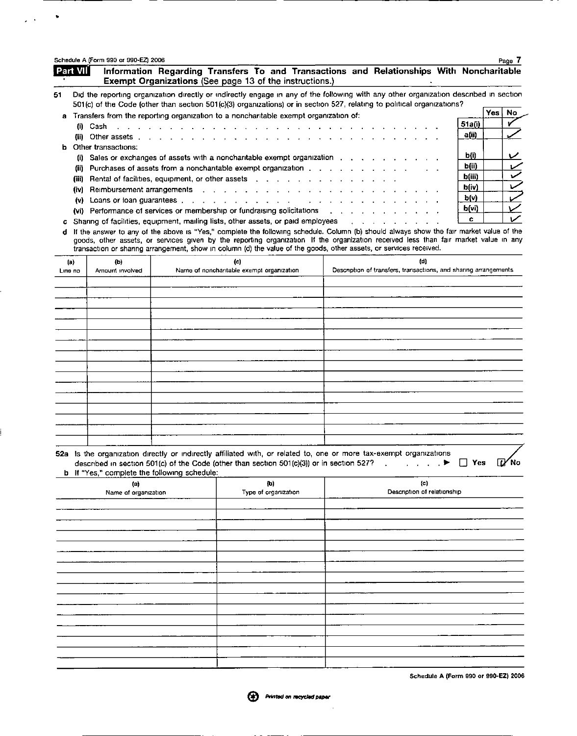## Part VII Information Regarding Transfers To and Transactions and Relationships With Noncharitable Exempt Organizations (See page 13 of the instructions.)

**51** Did the reporting organization directly or indirectly engage in any of the following with any other organization described in section 501(c) of the Code (other than section 501(c)(3) organizations) or in section 527, relating to political organizations?

| | | | Yes | No |
|---|---|---|---|---|
| **a** | Transfers from the reporting organization to a noncharitable exempt organization of: | | | |
| | (i) Cash | 51a(i) | | ✓ |
| | (ii) Other assets | a(ii) | | ✓ |
| **b** | Other transactions: | | | |
| | (i) Sales or exchanges of assets with a noncharitable exempt organization | b(i) | | ✓ |
| | (ii) Purchases of assets from a noncharitable exempt organization | b(ii) | | ✓ |
| | (iii) Rental of facilities, equipment, or other assets | b(iii) | | ✓ |
| | (iv) Reimbursement arrangements | b(iv) | | ✓ |
| | (v) Loans or loan guarantees | b(v) | | ✓ |
| | (vi) Performance of services or membership or fundraising solicitations | b(vi) | | ✓ |
| **c** | Sharing of facilities, equipment, mailing lists, other assets, or paid employees | c | | ✓ |

**d** If the answer to any of the above is "Yes," complete the following schedule. Column (b) should always show the fair market value of the goods, other assets, or services given by the reporting organization If the organization received less than fair market value in any transaction or sharing arrangement, show in column (d) the value of the goods, other assets, or services received.

| (a) Line no | (b) Amount involved | (c) Name of noncharitable exempt organization | (d) Description of transfers, transactions, and sharing arrangements |
|---|---|---|---|
| | | | |

**52a** Is the organization directly or indirectly affiliated with, or related to, one or more tax-exempt organizations described in section 501(c) of the Code (other than section 501(c)(3)) or in section 527? ▶ ☐ Yes ☑ No

**b** If "Yes," complete the following schedule:

| (a) Name of organization | (b) Type of organization | (c) Description of relationship |
|---|---|---|
| | | |

Schedule A (Form 990 or 990-EZ) 2006

Printed on recycled paper